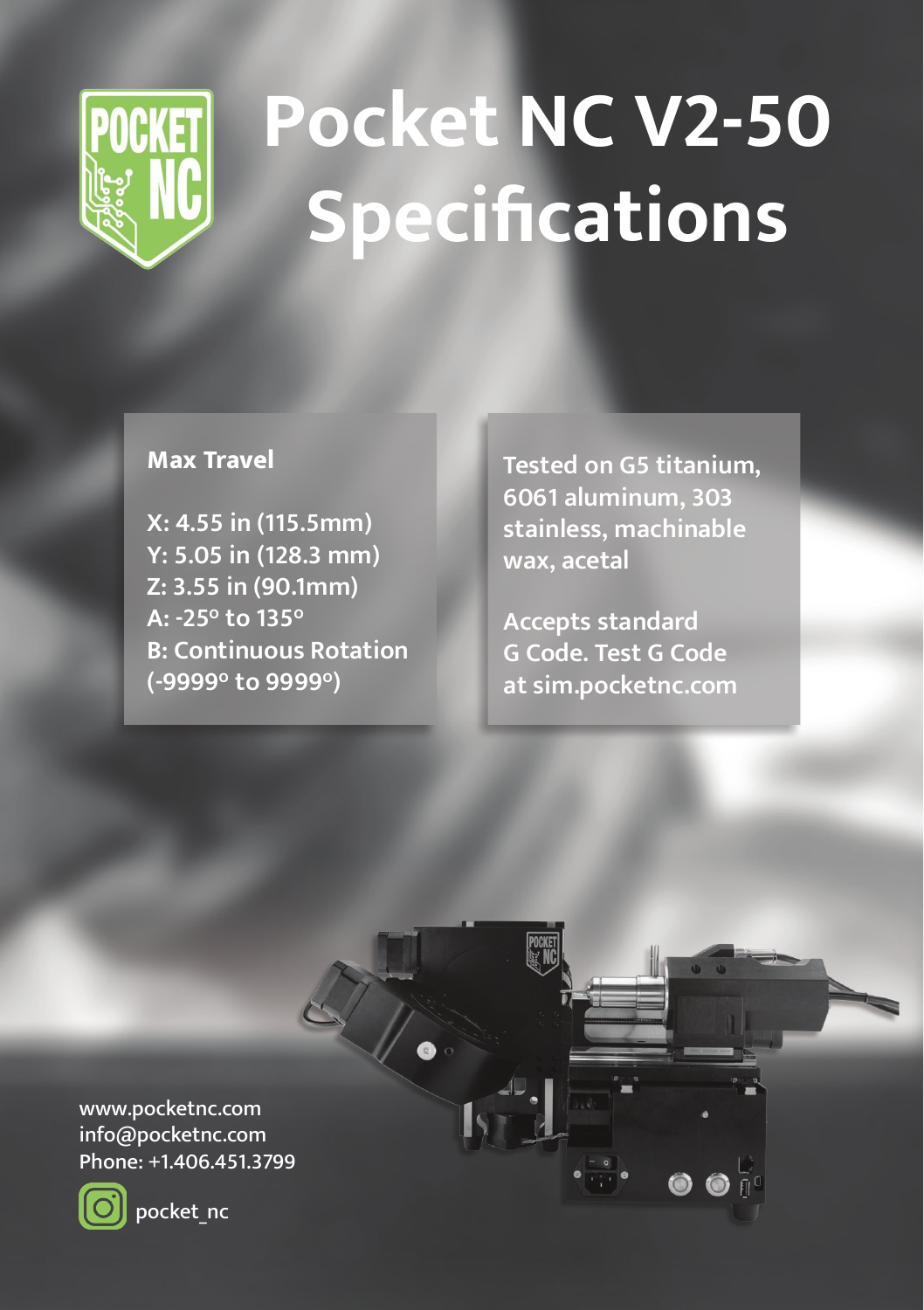# Pocket NC V2-50 Specifications

**Max Travel**

**X: 4.55 in (115.5mm)**
**Y: 5.05 in (128.3 mm)**
**Z: 3.55 in (90.1mm)**
**A: -25° to 135°**
**B: Continuous Rotation (-9999° to 9999°)**

**Tested on G5 titanium, 6061 aluminum, 303 stainless, machinable wax, acetal**

**Accepts standard G Code. Test G Code at sim.pocketnc.com**

www.pocketnc.com
info@pocketnc.com
Phone: +1.406.451.3799

pocket_nc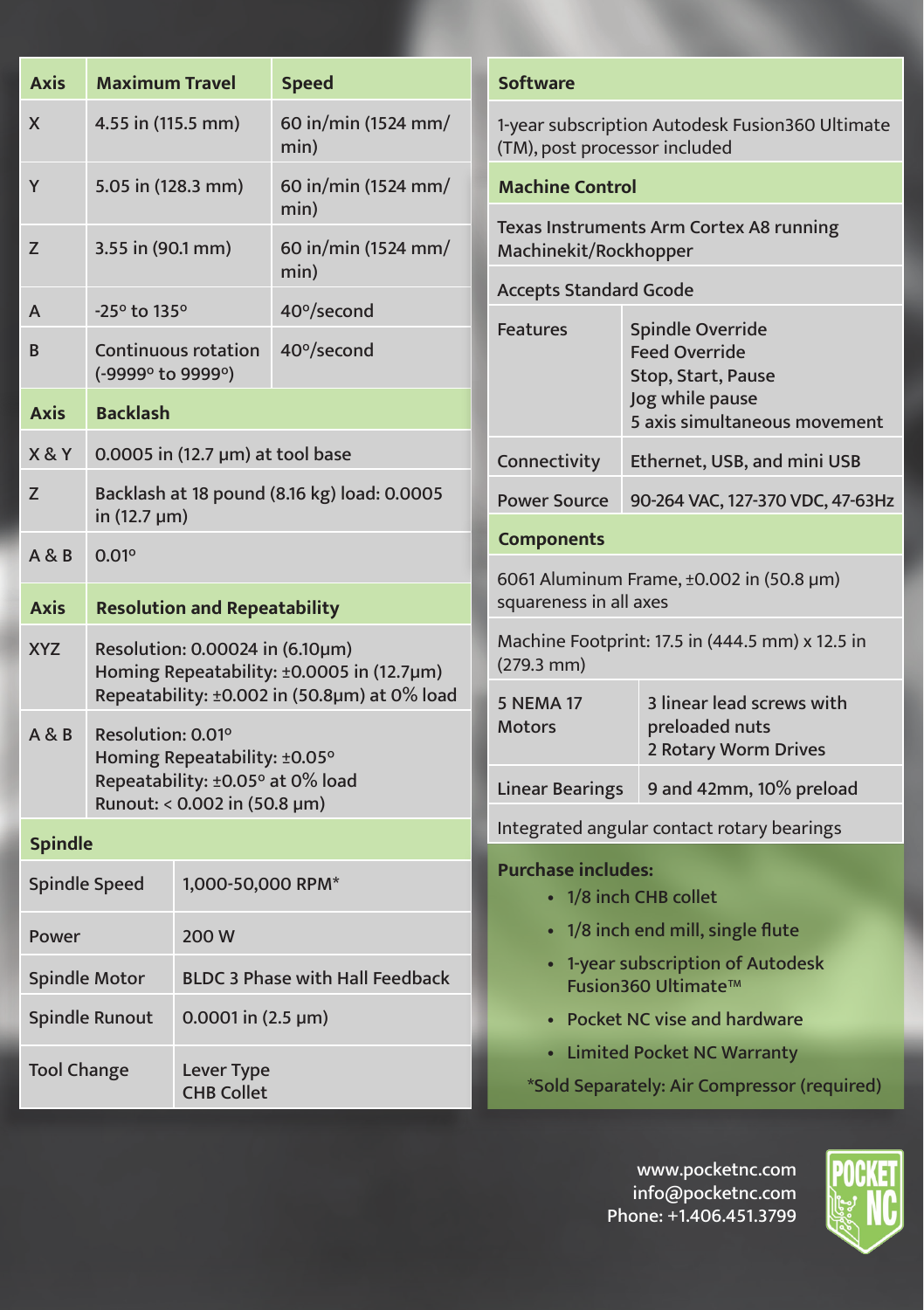| Axis | Maximum Travel | Speed |
|---|---|---|
| X | 4.55 in (115.5 mm) | 60 in/min (1524 mm/min) |
| Y | 5.05 in (128.3 mm) | 60 in/min (1524 mm/min) |
| Z | 3.55 in (90.1 mm) | 60 in/min (1524 mm/min) |
| A | -25° to 135° | 40°/second |
| B | Continuous rotation (-9999° to 9999°) | 40°/second |

| Axis | Backlash |
|---|---|
| X & Y | 0.0005 in (12.7 μm) at tool base |
| Z | Backlash at 18 pound (8.16 kg) load: 0.0005 in (12.7 μm) |
| A & B | 0.01° |

| Axis | Resolution and Repeatability |
|---|---|
| XYZ | Resolution: 0.00024 in (6.10μm)<br>Homing Repeatability: ±0.0005 in (12.7μm)<br>Repeatability: ±0.002 in (50.8μm) at 0% load |
| A & B | Resolution: 0.01°<br>Homing Repeatability: ±0.05°<br>Repeatability: ±0.05° at 0% load<br>Runout: < 0.002 in (50.8 μm) |

| Spindle | |
|---|---|
| Spindle Speed | 1,000-50,000 RPM* |
| Power | 200 W |
| Spindle Motor | BLDC 3 Phase with Hall Feedback |
| Spindle Runout | 0.0001 in (2.5 μm) |
| Tool Change | Lever Type<br>CHB Collet |

| Software | |
|---|---|
| 1-year subscription Autodesk Fusion360 Ultimate (TM), post processor included | |

| Machine Control | |
|---|---|
| Texas Instruments Arm Cortex A8 running Machinekit/Rockhopper | |
| Accepts Standard Gcode | |
| Features | Spindle Override<br>Feed Override<br>Stop, Start, Pause<br>Jog while pause<br>5 axis simultaneous movement |
| Connectivity | Ethernet, USB, and mini USB |
| Power Source | 90-264 VAC, 127-370 VDC, 47-63Hz |

| Components | |
|---|---|
| 6061 Aluminum Frame, ±0.002 in (50.8 μm) squareness in all axes | |
| Machine Footprint: 17.5 in (444.5 mm) x 12.5 in (279.3 mm) | |
| 5 NEMA 17 Motors | 3 linear lead screws with preloaded nuts<br>2 Rotary Worm Drives |
| Linear Bearings | 9 and 42mm, 10% preload |
| Integrated angular contact rotary bearings | |

**Purchase includes:**

- 1/8 inch CHB collet
- 1/8 inch end mill, single flute
- 1-year subscription of Autodesk Fusion360 Ultimate™
- Pocket NC vise and hardware
- Limited Pocket NC Warranty

*Sold Separately: Air Compressor (required)

www.pocketnc.com
info@pocketnc.com
Phone: +1.406.451.3799

POCKET NC